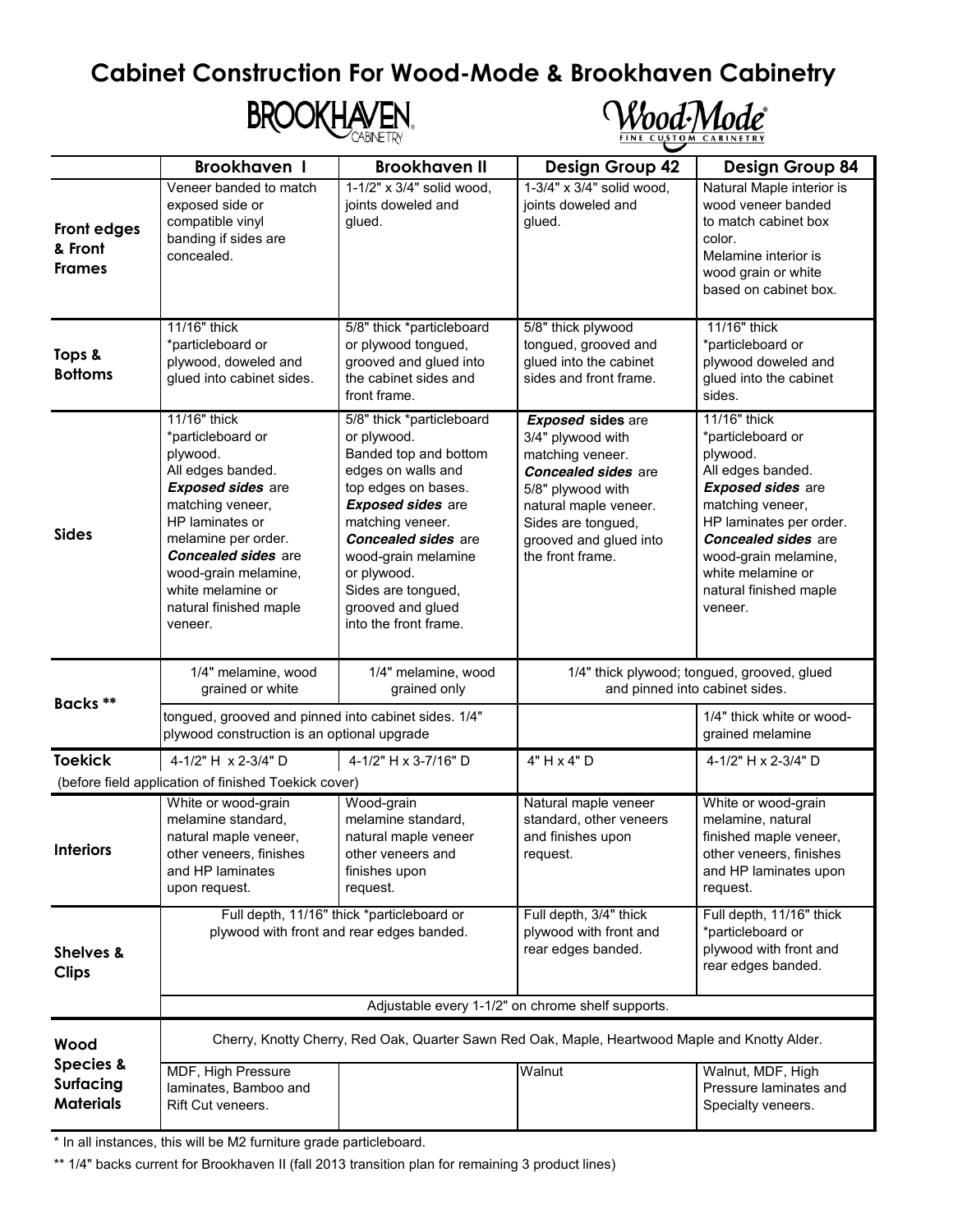# Cabinet Construction For Wood-Mode & Brookhaven Cabinetry

BROOKHAVEN CABINETRY | Wood-Mode FINE CUSTOM CABINETRY

| | Brookhaven I | Brookhaven II | Design Group 42 | Design Group 84 |
|---|---|---|---|---|
| **Front edges & Front Frames** | Veneer banded to match exposed side or compatible vinyl banding if sides are concealed. | 1-1/2" x 3/4" solid wood, joints doweled and glued. | 1-3/4" x 3/4" solid wood, joints doweled and glued. | Natural Maple interior is wood veneer banded to match cabinet box color. Melamine interior is wood grain or white based on cabinet box. |
| **Tops & Bottoms** | 11/16" thick *particleboard or plywood, doweled and glued into cabinet sides. | 5/8" thick *particleboard or plywood tongued, grooved and glued into the cabinet sides and front frame. | 5/8" thick plywood tongued, grooved and glued into the cabinet sides and front frame. | 11/16" thick *particleboard or plywood doweled and glued into the cabinet sides. |
| **Sides** | 11/16" thick *particleboard or plywood. All edges banded. ***Exposed sides*** are matching veneer, HP laminates or melamine per order. ***Concealed sides*** are wood-grain melamine, white melamine or natural finished maple veneer. | 5/8" thick *particleboard or plywood. Banded top and bottom edges on walls and top edges on bases. ***Exposed sides*** are matching veneer. ***Concealed sides*** are wood-grain melamine or plywood. Sides are tongued, grooved and glued into the front frame. | ***Exposed* sides** are 3/4" plywood with matching veneer. ***Concealed sides*** are 5/8" plywood with natural maple veneer. Sides are tongued, grooved and glued into the front frame. | 11/16" thick *particleboard or plywood. All edges banded. ***Exposed sides*** are matching veneer, HP laminates per order. ***Concealed sides*** are wood-grain melamine, white melamine or natural finished maple veneer. |
| **Backs \*\*** | 1/4" melamine, wood grained or white | 1/4" melamine, wood grained only | 1/4" thick plywood; tongued, grooved, glued and pinned into cabinet sides. | |
| | tongued, grooved and pinned into cabinet sides. 1/4" plywood construction is an optional upgrade | | | 1/4" thick white or wood-grained melamine |
| **Toekick** (before field application of finished Toekick cover) | 4-1/2" H x 2-3/4" D | 4-1/2" H x 3-7/16" D | 4" H x 4" D | 4-1/2" H x 2-3/4" D |
| **Interiors** | White or wood-grain melamine standard, natural maple veneer, other veneers, finishes and HP laminates upon request. | Wood-grain melamine standard, natural maple veneer other veneers and finishes upon request. | Natural maple veneer standard, other veneers and finishes upon request. | White or wood-grain melamine, natural finished maple veneer, other veneers, finishes and HP laminates upon request. |
| **Shelves & Clips** | Full depth, 11/16" thick *particleboard or plywood with front and rear edges banded. | | Full depth, 3/4" thick plywood with front and rear edges banded. | Full depth, 11/16" thick *particleboard or plywood with front and rear edges banded. |
| | Adjustable every 1-1/2" on chrome shelf supports. | | | |
| **Wood Species & Surfacing Materials** | Cherry, Knotty Cherry, Red Oak, Quarter Sawn Red Oak, Maple, Heartwood Maple and Knotty Alder. | | | |
| | MDF, High Pressure laminates, Bamboo and Rift Cut veneers. | | Walnut | Walnut, MDF, High Pressure laminates and Specialty veneers. |

\* In all instances, this will be M2 furniture grade particleboard.

\*\* 1/4" backs current for Brookhaven II (fall 2013 transition plan for remaining 3 product lines)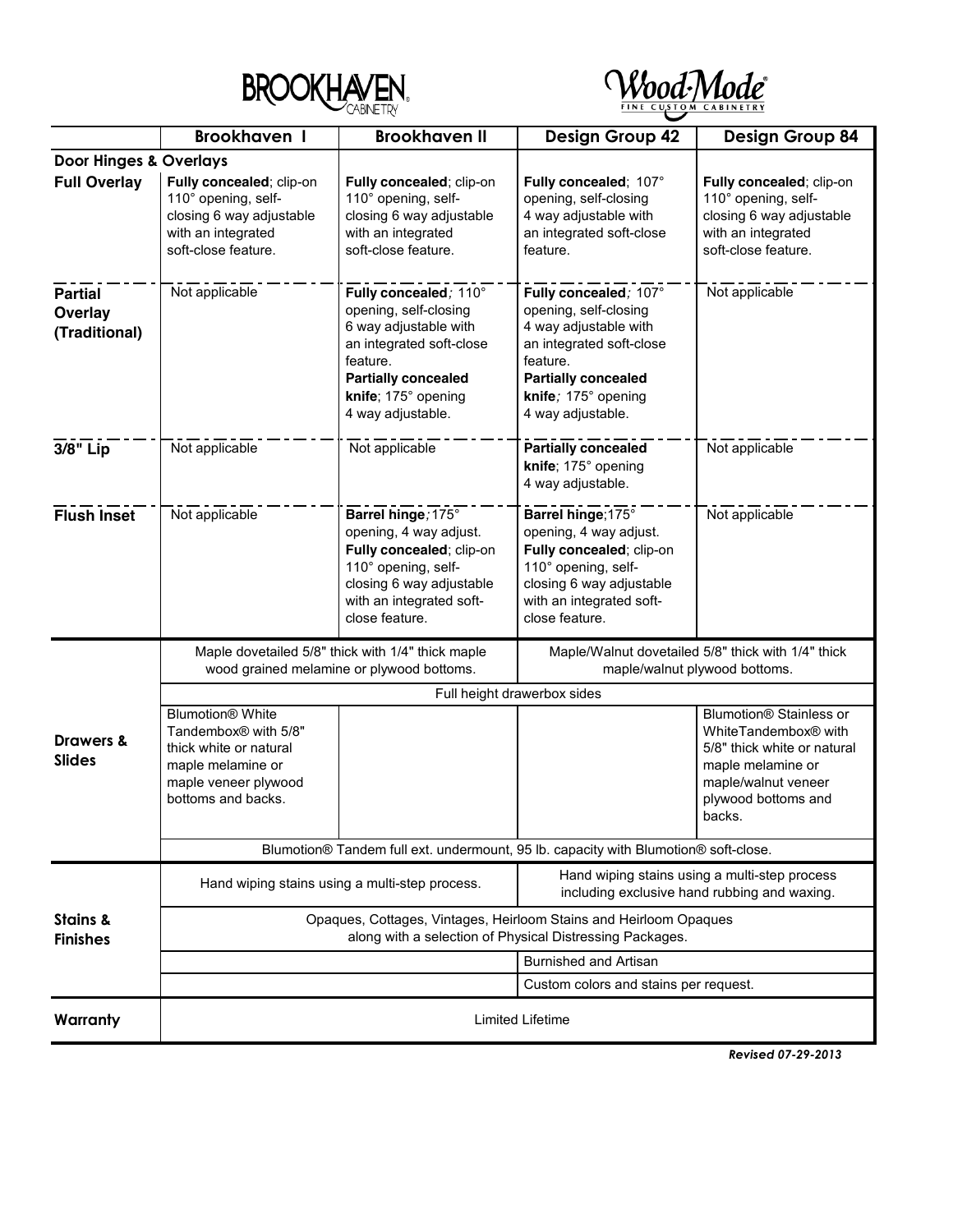BROOKHAVEN CABINETRY

Wood-Mode FINE CUSTOM CABINETRY

| | Brookhaven I | Brookhaven II | Design Group 42 | Design Group 84 |
|---|---|---|---|---|
| **Door Hinges & Overlays** | | | | |
| **Full Overlay** | **Fully concealed**; clip-on 110° opening, self-closing 6 way adjustable with an integrated soft-close feature. | **Fully concealed**; clip-on 110° opening, self-closing 6 way adjustable with an integrated soft-close feature. | **Fully concealed**; 107° opening, self-closing 4 way adjustable with an integrated soft-close feature. | **Fully concealed**; clip-on 110° opening, self-closing 6 way adjustable with an integrated soft-close feature. |
| **Partial Overlay (Traditional)** | Not applicable | **Fully concealed**; 110° opening, self-closing 6 way adjustable with an integrated soft-close feature. **Partially concealed knife**; 175° opening 4 way adjustable. | **Fully concealed**; 107° opening, self-closing 4 way adjustable with an integrated soft-close feature. **Partially concealed knife**; 175° opening 4 way adjustable. | Not applicable |
| **3/8" Lip** | Not applicable | Not applicable | **Partially concealed knife**; 175° opening 4 way adjustable. | Not applicable |
| **Flush Inset** | Not applicable | **Barrel hinge**; 175° opening, 4 way adjust. **Fully concealed**; clip-on 110° opening, self-closing 6 way adjustable with an integrated soft-close feature. | **Barrel hinge**; 175° opening, 4 way adjust. **Fully concealed**; clip-on 110° opening, self-closing 6 way adjustable with an integrated soft-close feature. | Not applicable |
| **Drawers & Slides** | Maple dovetailed 5/8" thick with 1/4" thick maple wood grained melamine or plywood bottoms. | | Maple/Walnut dovetailed 5/8" thick with 1/4" thick maple/walnut plywood bottoms. | |
| | Full height drawerbox sides | | | |
| | Blumotion® White Tandembox® with 5/8" thick white or natural maple melamine or maple veneer plywood bottoms and backs. | | | Blumotion® Stainless or WhiteTandembox® with 5/8" thick white or natural maple melamine or maple/walnut veneer plywood bottoms and backs. |
| | Blumotion® Tandem full ext. undermount, 95 lb. capacity with Blumotion® soft-close. | | | |
| **Stains & Finishes** | Hand wiping stains using a multi-step process. | | Hand wiping stains using a multi-step process including exclusive hand rubbing and waxing. | |
| | Opaques, Cottages, Vintages, Heirloom Stains and Heirloom Opaques along with a selection of Physical Distressing Packages. | | | |
| | | | Burnished and Artisan | |
| | | | Custom colors and stains per request. | |
| **Warranty** | Limited Lifetime | | | |

*Revised 07-29-2013*